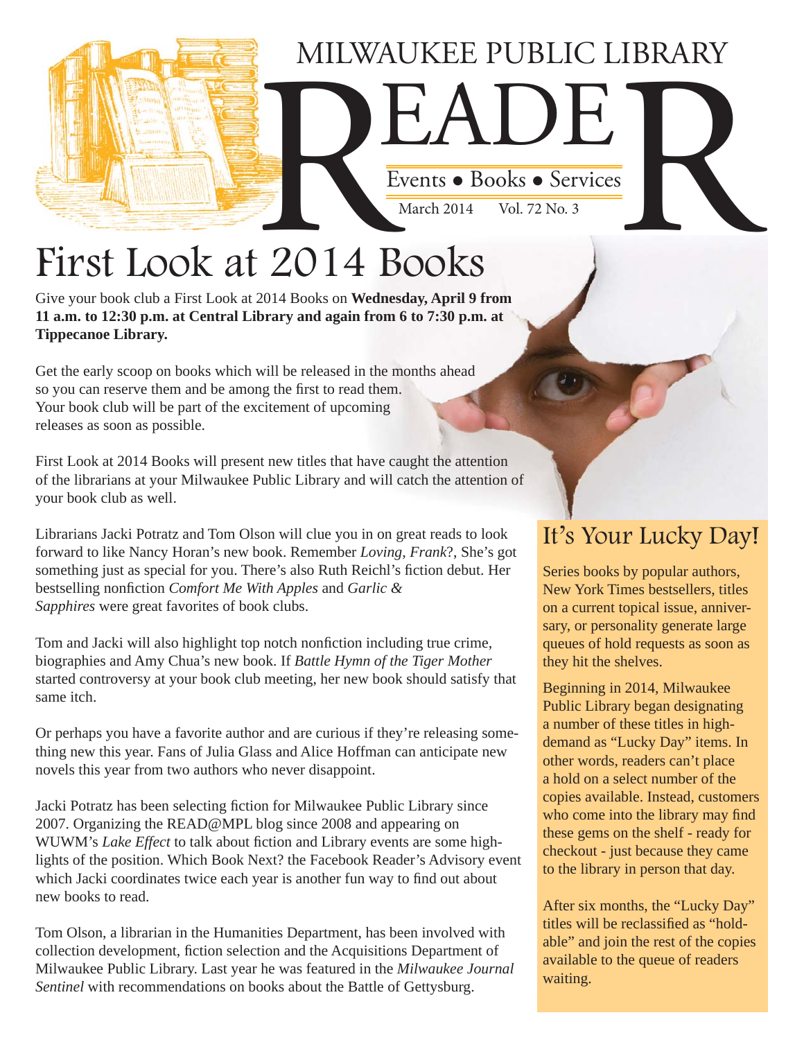# MILWAUKEE PUBLIC LIBRARY READER

Events • Books • Services

March 2014 Vol. 72 No. 3

## First Look at 2014 Books

Give your book club a First Look at 2014 Books on **Wednesday, April 9 from 11 a.m. to 12:30 p.m. at Central Library and again from 6 to 7:30 p.m. at Tippecanoe Library.**

Get the early scoop on books which will be released in the months ahead so you can reserve them and be among the first to read them. Your book club will be part of the excitement of upcoming releases as soon as possible.

First Look at 2014 Books will present new titles that have caught the attention of the librarians at your Milwaukee Public Library and will catch the attention of your book club as well.

Librarians Jacki Potratz and Tom Olson will clue you in on great reads to look forward to like Nancy Horan's new book. Remember *Loving, Frank*?, She's got something just as special for you. There's also Ruth Reichl's fiction debut. Her bestselling nonfiction *Comfort Me With Apples* and *Garlic & Sapphires* were great favorites of book clubs.

Tom and Jacki will also highlight top notch nonfiction including true crime, biographies and Amy Chua's new book. If *Battle Hymn of the Tiger Mother* started controversy at your book club meeting, her new book should satisfy that same itch.

Or perhaps you have a favorite author and are curious if they're releasing something new this year. Fans of Julia Glass and Alice Hoffman can anticipate new novels this year from two authors who never disappoint.

Jacki Potratz has been selecting fiction for Milwaukee Public Library since 2007. Organizing the READ@MPL blog since 2008 and appearing on WUWM's *Lake Effect* to talk about fiction and Library events are some highlights of the position. Which Book Next? the Facebook Reader's Advisory event which Jacki coordinates twice each year is another fun way to find out about new books to read.

Tom Olson, a librarian in the Humanities Department, has been involved with collection development, fiction selection and the Acquisitions Department of Milwaukee Public Library. Last year he was featured in the *Milwaukee Journal Sentinel* with recommendations on books about the Battle of Gettysburg.

## It's Your Lucky Day!

Series books by popular authors, New York Times bestsellers, titles on a current topical issue, anniversary, or personality generate large queues of hold requests as soon as they hit the shelves.

Beginning in 2014, Milwaukee Public Library began designating a number of these titles in high-demand as "Lucky Day" items. In other words, readers can't place a hold on a select number of the copies available. Instead, customers who come into the library may find these gems on the shelf - ready for checkout - just because they came to the library in person that day.

After six months, the "Lucky Day" titles will be reclassified as "holdable" and join the rest of the copies available to the queue of readers waiting.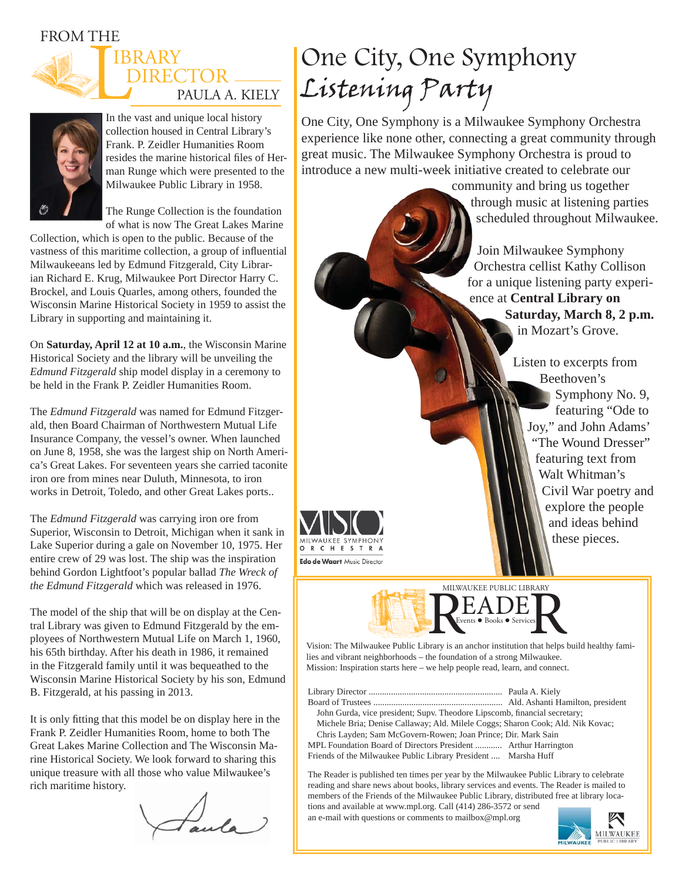## FROM THE LIBRARY DIRECTOR

### PAULA A. KIELY

In the vast and unique local history collection housed in Central Library's Frank. P. Zeidler Humanities Room resides the marine historical files of Herman Runge which were presented to the Milwaukee Public Library in 1958.

The Runge Collection is the foundation of what is now The Great Lakes Marine Collection, which is open to the public. Because of the vastness of this maritime collection, a group of influential Milwaukeeans led by Edmund Fitzgerald, City Librarian Richard E. Krug, Milwaukee Port Director Harry C. Brockel, and Louis Quarles, among others, founded the Wisconsin Marine Historical Society in 1959 to assist the Library in supporting and maintaining it.

On **Saturday, April 12 at 10 a.m.**, the Wisconsin Marine Historical Society and the library will be unveiling the *Edmund Fitzgerald* ship model display in a ceremony to be held in the Frank P. Zeidler Humanities Room.

The *Edmund Fitzgerald* was named for Edmund Fitzgerald, then Board Chairman of Northwestern Mutual Life Insurance Company, the vessel's owner. When launched on June 8, 1958, she was the largest ship on North America's Great Lakes. For seventeen years she carried taconite iron ore from mines near Duluth, Minnesota, to iron works in Detroit, Toledo, and other Great Lakes ports..

The *Edmund Fitzgerald* was carrying iron ore from Superior, Wisconsin to Detroit, Michigan when it sank in Lake Superior during a gale on November 10, 1975. Her entire crew of 29 was lost. The ship was the inspiration behind Gordon Lightfoot's popular ballad *The Wreck of the Edmund Fitzgerald* which was released in 1976.

The model of the ship that will be on display at the Central Library was given to Edmund Fitzgerald by the employees of Northwestern Mutual Life on March 1, 1960, his 65th birthday. After his death in 1986, it remained in the Fitzgerald family until it was bequeathed to the Wisconsin Marine Historical Society by his son, Edmund B. Fitzgerald, at his passing in 2013.

It is only fitting that this model be on display here in the Frank P. Zeidler Humanities Room, home to both The Great Lakes Marine Collection and The Wisconsin Marine Historical Society. We look forward to sharing this unique treasure with all those who value Milwaukee's rich maritime history.

Paula

# One City, One Symphony *Listening Party*

One City, One Symphony is a Milwaukee Symphony Orchestra experience like none other, connecting a great community through great music. The Milwaukee Symphony Orchestra is proud to introduce a new multi-week initiative created to celebrate our community and bring us together through music at listening parties scheduled throughout Milwaukee.

Join Milwaukee Symphony Orchestra cellist Kathy Collison for a unique listening party experience at **Central Library on Saturday, March 8, 2 p.m.** in Mozart's Grove.

Listen to excerpts from Beethoven's Symphony No. 9, featuring "Ode to Joy," and John Adams' "The Wound Dresser" featuring text from Walt Whitman's Civil War poetry and explore the people and ideas behind these pieces.

MSO MILWAUKEE SYMPHONY ORCHESTRA
Edo de Waart Music Director

---

MILWAUKEE PUBLIC LIBRARY **READER** Events • Books • Services

Vision: The Milwaukee Public Library is an anchor institution that helps build healthy families and vibrant neighborhoods – the foundation of a strong Milwaukee.
Mission: Inspiration starts here – we help people read, learn, and connect.

Library Director ........................................................... Paula A. Kiely
Board of Trustees .......................................................... Ald. Ashanti Hamilton, president
John Gurda, vice president; Supv. Theodore Lipscomb, financial secretary;
Michele Bria; Denise Callaway; Ald. Milele Coggs; Sharon Cook; Ald. Nik Kovac;
Chris Layden; Sam McGovern-Rowen; Joan Prince; Dir. Mark Sain
MPL Foundation Board of Directors President ............ Arthur Harrington
Friends of the Milwaukee Public Library President .... Marsha Huff

The Reader is published ten times per year by the Milwaukee Public Library to celebrate reading and share news about books, library services and events. The Reader is mailed to members of the Friends of the Milwaukee Public Library, distributed free at library locations and available at www.mpl.org. Call (414) 286-3572 or send an e-mail with questions or comments to mailbox@mpl.org

MILWAUKEE PUBLIC LIBRARY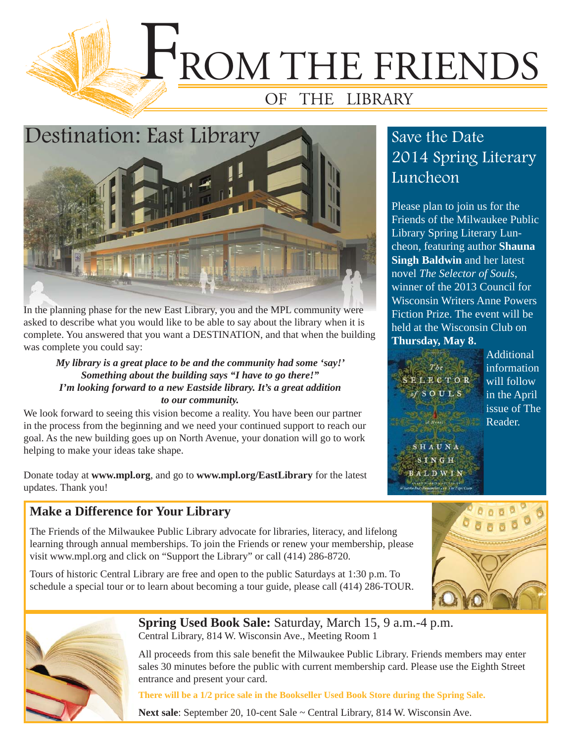# FROM THE FRIENDS

## OF THE LIBRARY

## Destination: East Library

In the planning phase for the new East Library, you and the MPL community were asked to describe what you would like to be able to say about the library when it is complete. You answered that you want a DESTINATION, and that when the building was complete you could say:

***My library is a great place to be and the community had some 'say!'***
***Something about the building says "I have to go there!"***
***I'm looking forward to a new Eastside library. It's a great addition to our community.***

We look forward to seeing this vision become a reality. You have been our partner in the process from the beginning and we need your continued support to reach our goal. As the new building goes up on North Avenue, your donation will go to work helping to make your ideas take shape.

Donate today at **www.mpl.org**, and go to **www.mpl.org/EastLibrary** for the latest updates. Thank you!

## Save the Date 2014 Spring Literary Luncheon

Please plan to join us for the Friends of the Milwaukee Public Library Spring Literary Luncheon, featuring author **Shauna Singh Baldwin** and her latest novel *The Selector of Souls*, winner of the 2013 Council for Wisconsin Writers Anne Powers Fiction Prize. The event will be held at the Wisconsin Club on **Thursday, May 8.**

Additional information will follow in the April issue of The Reader.

### Make a Difference for Your Library

The Friends of the Milwaukee Public Library advocate for libraries, literacy, and lifelong learning through annual memberships. To join the Friends or renew your membership, please visit www.mpl.org and click on "Support the Library" or call (414) 286-8720.

Tours of historic Central Library are free and open to the public Saturdays at 1:30 p.m. To schedule a special tour or to learn about becoming a tour guide, please call (414) 286-TOUR.

**Spring Used Book Sale:** Saturday, March 15, 9 a.m.-4 p.m.
Central Library, 814 W. Wisconsin Ave., Meeting Room 1

All proceeds from this sale benefit the Milwaukee Public Library. Friends members may enter sales 30 minutes before the public with current membership card. Please use the Eighth Street entrance and present your card.

**There will be a 1/2 price sale in the Bookseller Used Book Store during the Spring Sale.**

**Next sale**: September 20, 10-cent Sale ~ Central Library, 814 W. Wisconsin Ave.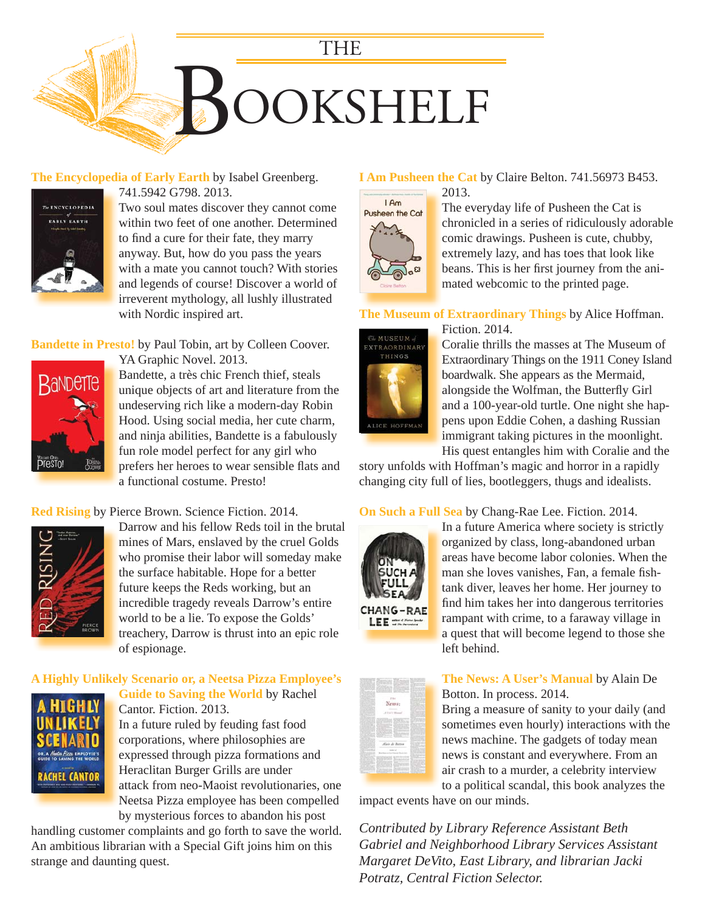# THE BOOKSHELF

**The Encyclopedia of Early Earth** by Isabel Greenberg. 741.5942 G798. 2013.
Two soul mates discover they cannot come within two feet of one another. Determined to find a cure for their fate, they marry anyway. But, how do you pass the years with a mate you cannot touch? With stories and legends of course! Discover a world of irreverent mythology, all lushly illustrated with Nordic inspired art.

**Bandette in Presto!** by Paul Tobin, art by Colleen Coover. YA Graphic Novel. 2013.
Bandette, a très chic French thief, steals unique objects of art and literature from the undeserving rich like a modern-day Robin Hood. Using social media, her cute charm, and ninja abilities, Bandette is a fabulously fun role model perfect for any girl who prefers her heroes to wear sensible flats and a functional costume. Presto!

**Red Rising** by Pierce Brown. Science Fiction. 2014.
Darrow and his fellow Reds toil in the brutal mines of Mars, enslaved by the cruel Golds who promise their labor will someday make the surface habitable. Hope for a better future keeps the Reds working, but an incredible tragedy reveals Darrow's entire world to be a lie. To expose the Golds' treachery, Darrow is thrust into an epic role of espionage.

**A Highly Unlikely Scenario or, a Neetsa Pizza Employee's Guide to Saving the World** by Rachel Cantor. Fiction. 2013.
In a future ruled by feuding fast food corporations, where philosophies are expressed through pizza formations and Heraclitan Burger Grills are under attack from neo-Maoist revolutionaries, one Neetsa Pizza employee has been compelled by mysterious forces to abandon his post handling customer complaints and go forth to save the world. An ambitious librarian with a Special Gift joins him on this strange and daunting quest.

**I Am Pusheen the Cat** by Claire Belton. 741.56973 B453. 2013.
The everyday life of Pusheen the Cat is chronicled in a series of ridiculously adorable comic drawings. Pusheen is cute, chubby, extremely lazy, and has toes that look like beans. This is her first journey from the animated webcomic to the printed page.

**The Museum of Extraordinary Things** by Alice Hoffman. Fiction. 2014.
Coralie thrills the masses at The Museum of Extraordinary Things on the 1911 Coney Island boardwalk. She appears as the Mermaid, alongside the Wolfman, the Butterfly Girl and a 100-year-old turtle. One night she happens upon Eddie Cohen, a dashing Russian immigrant taking pictures in the moonlight. His quest entangles him with Coralie and the story unfolds with Hoffman's magic and horror in a rapidly changing city full of lies, bootleggers, thugs and idealists.

**On Such a Full Sea** by Chang-Rae Lee. Fiction. 2014.
In a future America where society is strictly organized by class, long-abandoned urban areas have become labor colonies. When the man she loves vanishes, Fan, a female fish-tank diver, leaves her home. Her journey to find him takes her into dangerous territories rampant with crime, to a faraway village in a quest that will become legend to those she left behind.

**The News: A User's Manual** by Alain De Botton. In process. 2014.
Bring a measure of sanity to your daily (and sometimes even hourly) interactions with the news machine. The gadgets of today mean news is constant and everywhere. From an air crash to a murder, a celebrity interview to a political scandal, this book analyzes the impact events have on our minds.

*Contributed by Library Reference Assistant Beth Gabriel and Neighborhood Library Services Assistant Margaret DeVito, East Library, and librarian Jacki Potratz, Central Fiction Selector.*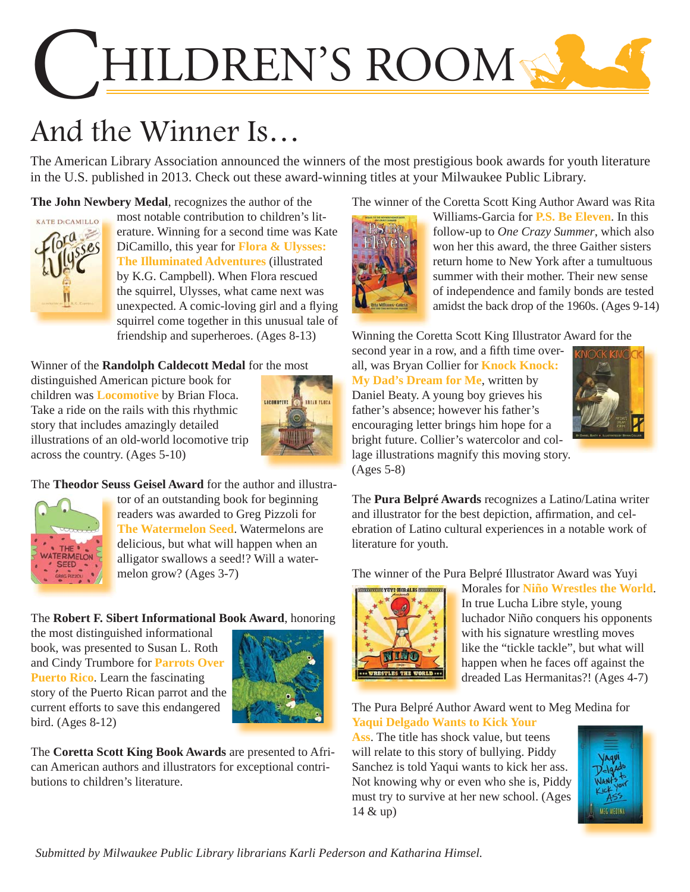# Children's Room

## And the Winner Is…

The American Library Association announced the winners of the most prestigious book awards for youth literature in the U.S. published in 2013. Check out these award-winning titles at your Milwaukee Public Library.

**The John Newbery Medal**, recognizes the author of the most notable contribution to children's literature. Winning for a second time was Kate DiCamillo, this year for **Flora & Ulysses: The Illuminated Adventures** (illustrated by K.G. Campbell). When Flora rescued the squirrel, Ulysses, what came next was unexpected. A comic-loving girl and a flying squirrel come together in this unusual tale of friendship and superheroes. (Ages 8-13)

Winner of the **Randolph Caldecott Medal** for the most distinguished American picture book for children was **Locomotive** by Brian Floca. Take a ride on the rails with this rhythmic story that includes amazingly detailed illustrations of an old-world locomotive trip across the country. (Ages 5-10)

The **Theodor Seuss Geisel Award** for the author and illustrator of an outstanding book for beginning readers was awarded to Greg Pizzoli for **The Watermelon Seed**. Watermelons are delicious, but what will happen when an alligator swallows a seed!? Will a watermelon grow? (Ages 3-7)

The **Robert F. Sibert Informational Book Award**, honoring the most distinguished informational book, was presented to Susan L. Roth and Cindy Trumbore for **Parrots Over Puerto Rico**. Learn the fascinating story of the Puerto Rican parrot and the current efforts to save this endangered bird. (Ages 8-12)

The **Coretta Scott King Book Awards** are presented to African American authors and illustrators for exceptional contributions to children's literature.

The winner of the Coretta Scott King Author Award was Rita Williams-Garcia for **P.S. Be Eleven**. In this follow-up to *One Crazy Summer*, which also won her this award, the three Gaither sisters return home to New York after a tumultuous summer with their mother. Their new sense of independence and family bonds are tested amidst the back drop of the 1960s. (Ages 9-14)

Winning the Coretta Scott King Illustrator Award for the second year in a row, and a fifth time overall, was Bryan Collier for **Knock Knock: My Dad's Dream for Me**, written by Daniel Beaty. A young boy grieves his father's absence; however his father's encouraging letter brings him hope for a bright future. Collier's watercolor and collage illustrations magnify this moving story. (Ages 5-8)

The **Pura Belpré Awards** recognizes a Latino/Latina writer and illustrator for the best depiction, affirmation, and celebration of Latino cultural experiences in a notable work of literature for youth.

The winner of the Pura Belpré Illustrator Award was Yuyi Morales for **Niño Wrestles the World**. In true Lucha Libre style, young luchador Niño conquers his opponents with his signature wrestling moves like the "tickle tackle", but what will happen when he faces off against the dreaded Las Hermanitas?! (Ages 4-7)

The Pura Belpré Author Award went to Meg Medina for **Yaqui Delgado Wants to Kick Your Ass**. The title has shock value, but teens will relate to this story of bullying. Piddy Sanchez is told Yaqui wants to kick her ass. Not knowing why or even who she is, Piddy must try to survive at her new school. (Ages 14 & up)

*Submitted by Milwaukee Public Library librarians Karli Pederson and Katharina Himsel.*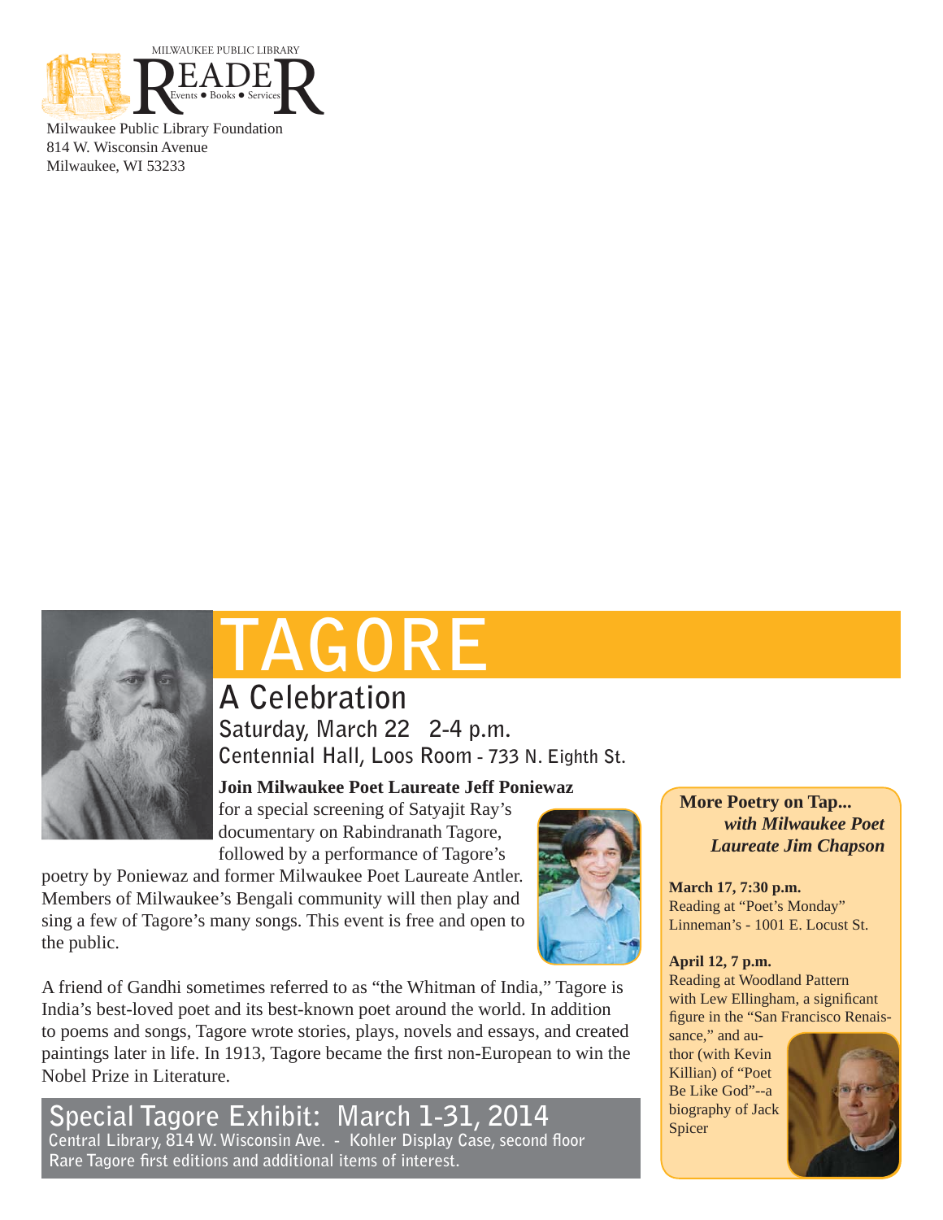MILWAUKEE PUBLIC LIBRARY

**READER**

Events • Books • Services

Milwaukee Public Library Foundation
814 W. Wisconsin Avenue
Milwaukee, WI 53233

# TAGORE

## A Celebration

**Saturday, March 22 2-4 p.m.**
**Centennial Hall, Loos Room - 733 N. Eighth St.**

**Join Milwaukee Poet Laureate Jeff Poniewaz** for a special screening of Satyajit Ray's documentary on Rabindranath Tagore, followed by a performance of Tagore's poetry by Poniewaz and former Milwaukee Poet Laureate Antler. Members of Milwaukee's Bengali community will then play and sing a few of Tagore's many songs. This event is free and open to the public.

A friend of Gandhi sometimes referred to as "the Whitman of India," Tagore is India's best-loved poet and its best-known poet around the world. In addition to poems and songs, Tagore wrote stories, plays, novels and essays, and created paintings later in life. In 1913, Tagore became the first non-European to win the Nobel Prize in Literature.

## Special Tagore Exhibit: March 1-31, 2014

Central Library, 814 W. Wisconsin Ave. - Kohler Display Case, second floor
Rare Tagore first editions and additional items of interest.

### More Poetry on Tap...
***with Milwaukee Poet Laureate Jim Chapson***

**March 17, 7:30 p.m.**
Reading at "Poet's Monday"
Linneman's - 1001 E. Locust St.

**April 12, 7 p.m.**
Reading at Woodland Pattern with Lew Ellingham, a significant figure in the "San Francisco Renaissance," and author (with Kevin Killian) of "Poet Be Like God"--a biography of Jack Spicer